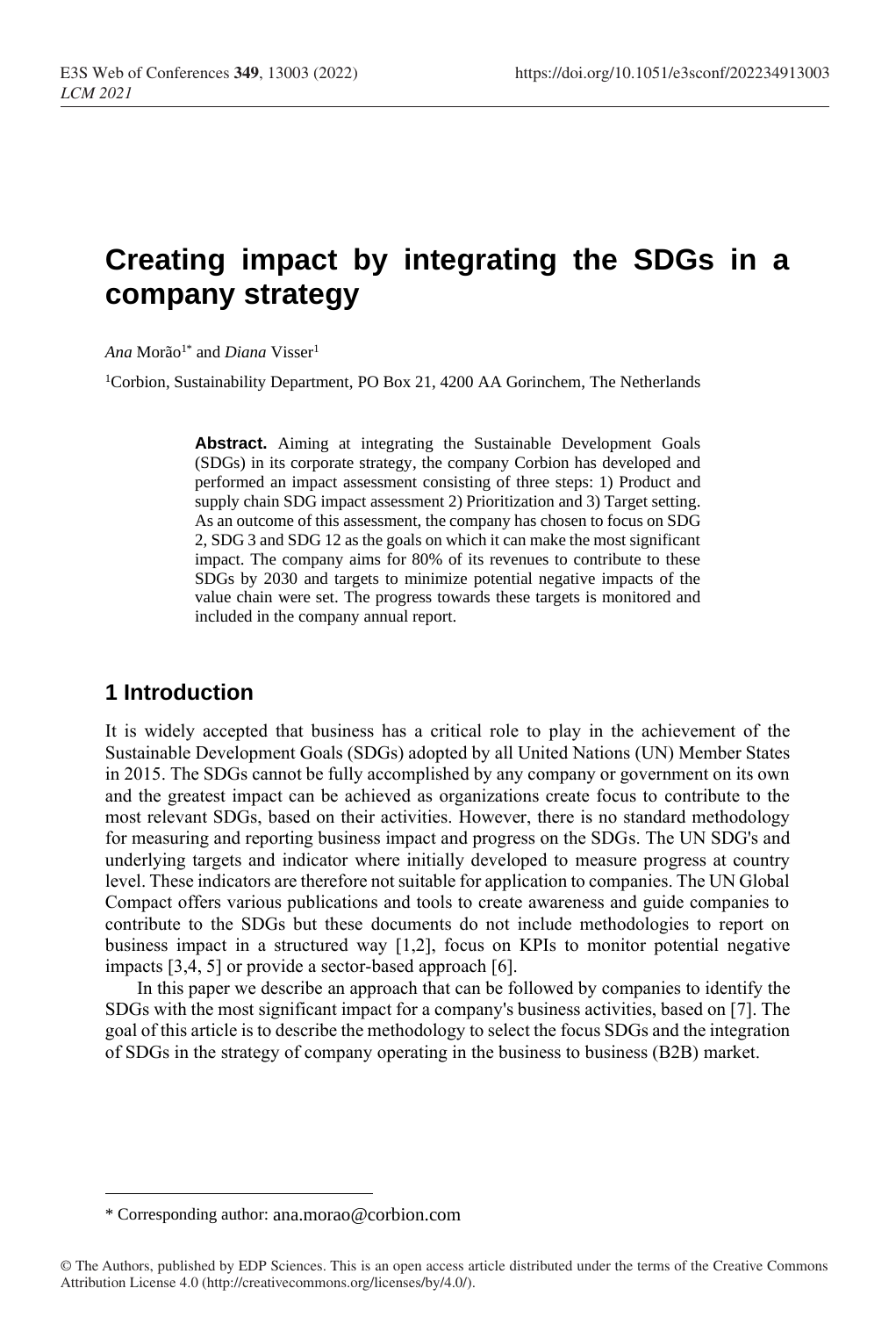# Creating impact by integrating the SDGs in a company strategy

*Ana* Morão[1*] and *Diana* Visser[1]

[1]Corbion, Sustainability Department, PO Box 21, 4200 AA Gorinchem, The Netherlands

**Abstract.** Aiming at integrating the Sustainable Development Goals (SDGs) in its corporate strategy, the company Corbion has developed and performed an impact assessment consisting of three steps: 1) Product and supply chain SDG impact assessment 2) Prioritization and 3) Target setting. As an outcome of this assessment, the company has chosen to focus on SDG 2, SDG 3 and SDG 12 as the goals on which it can make the most significant impact. The company aims for 80% of its revenues to contribute to these SDGs by 2030 and targets to minimize potential negative impacts of the value chain were set. The progress towards these targets is monitored and included in the company annual report.

## 1 Introduction

It is widely accepted that business has a critical role to play in the achievement of the Sustainable Development Goals (SDGs) adopted by all United Nations (UN) Member States in 2015. The SDGs cannot be fully accomplished by any company or government on its own and the greatest impact can be achieved as organizations create focus to contribute to the most relevant SDGs, based on their activities. However, there is no standard methodology for measuring and reporting business impact and progress on the SDGs. The UN SDG's and underlying targets and indicator where initially developed to measure progress at country level. These indicators are therefore not suitable for application to companies. The UN Global Compact offers various publications and tools to create awareness and guide companies to contribute to the SDGs but these documents do not include methodologies to report on business impact in a structured way [1,2], focus on KPIs to monitor potential negative impacts [3,4, 5] or provide a sector-based approach [6].

In this paper we describe an approach that can be followed by companies to identify the SDGs with the most significant impact for a company's business activities, based on [7]. The goal of this article is to describe the methodology to select the focus SDGs and the integration of SDGs in the strategy of company operating in the business to business (B2B) market.

\* Corresponding author: ana.morao@corbion.com

© The Authors, published by EDP Sciences. This is an open access article distributed under the terms of the Creative Commons Attribution License 4.0 (http://creativecommons.org/licenses/by/4.0/).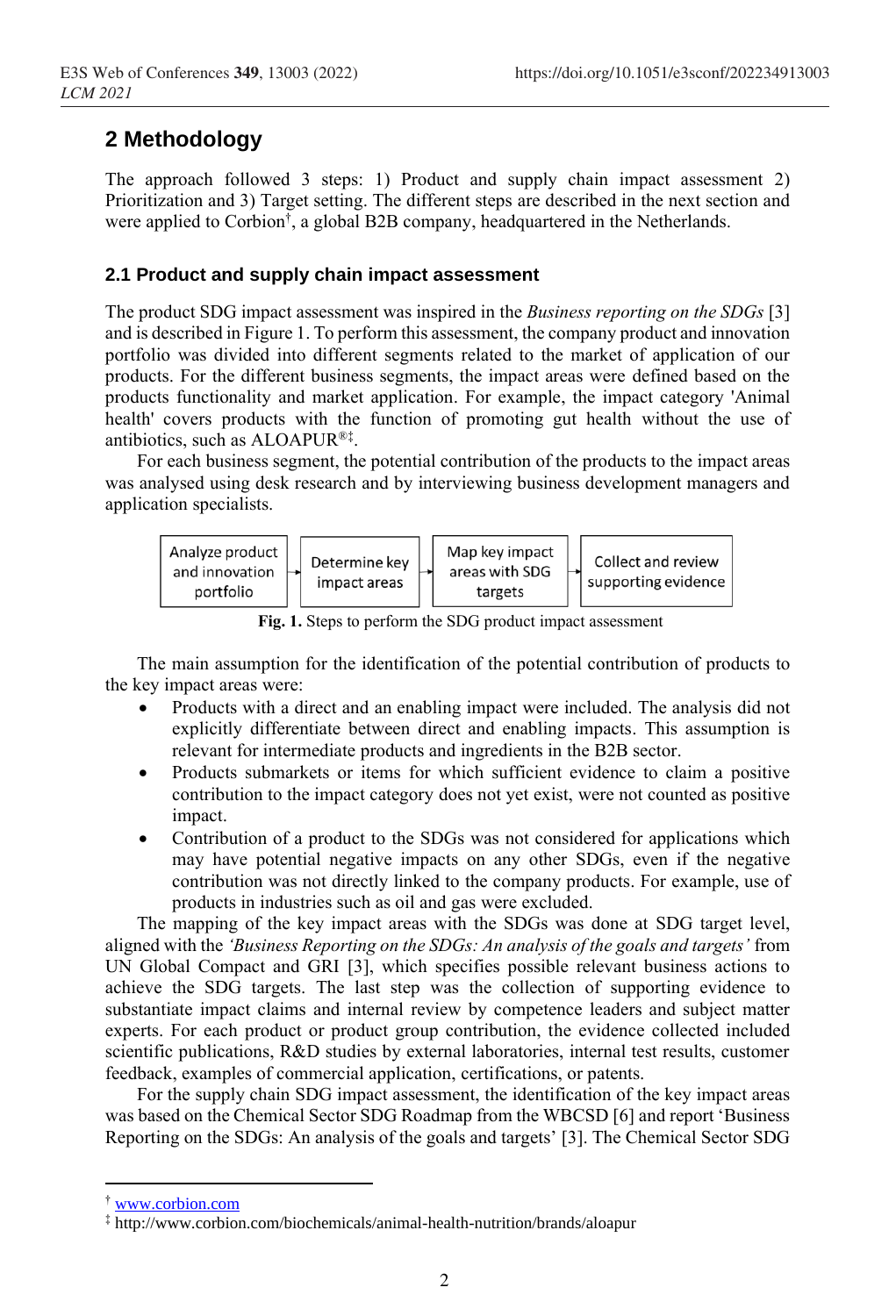## 2 Methodology

The approach followed 3 steps: 1) Product and supply chain impact assessment 2) Prioritization and 3) Target setting. The different steps are described in the next section and were applied to Corbion[†], a global B2B company, headquartered in the Netherlands.

### 2.1 Product and supply chain impact assessment

The product SDG impact assessment was inspired in the *Business reporting on the SDGs* [3] and is described in Figure 1. To perform this assessment, the company product and innovation portfolio was divided into different segments related to the market of application of our products. For the different business segments, the impact areas were defined based on the products functionality and market application. For example, the impact category 'Animal health' covers products with the function of promoting gut health without the use of antibiotics, such as ALOAPUR®[‡].

For each business segment, the potential contribution of the products to the impact areas was analysed using desk research and by interviewing business development managers and application specialists.

Analyze product and innovation portfolio → Determine key impact areas → Map key impact areas with SDG targets → Collect and review supporting evidence

**Fig. 1.** Steps to perform the SDG product impact assessment

The main assumption for the identification of the potential contribution of products to the key impact areas were:

- Products with a direct and an enabling impact were included. The analysis did not explicitly differentiate between direct and enabling impacts. This assumption is relevant for intermediate products and ingredients in the B2B sector.
- Products submarkets or items for which sufficient evidence to claim a positive contribution to the impact category does not yet exist, were not counted as positive impact.
- Contribution of a product to the SDGs was not considered for applications which may have potential negative impacts on any other SDGs, even if the negative contribution was not directly linked to the company products. For example, use of products in industries such as oil and gas were excluded.

The mapping of the key impact areas with the SDGs was done at SDG target level, aligned with the *'Business Reporting on the SDGs: An analysis of the goals and targets'* from UN Global Compact and GRI [3], which specifies possible relevant business actions to achieve the SDG targets. The last step was the collection of supporting evidence to substantiate impact claims and internal review by competence leaders and subject matter experts. For each product or product group contribution, the evidence collected included scientific publications, R&D studies by external laboratories, internal test results, customer feedback, examples of commercial application, certifications, or patents.

For the supply chain SDG impact assessment, the identification of the key impact areas was based on the Chemical Sector SDG Roadmap from the WBCSD [6] and report 'Business Reporting on the SDGs: An analysis of the goals and targets' [3]. The Chemical Sector SDG

[†] www.corbion.com

[‡] http://www.corbion.com/biochemicals/animal-health-nutrition/brands/aloapur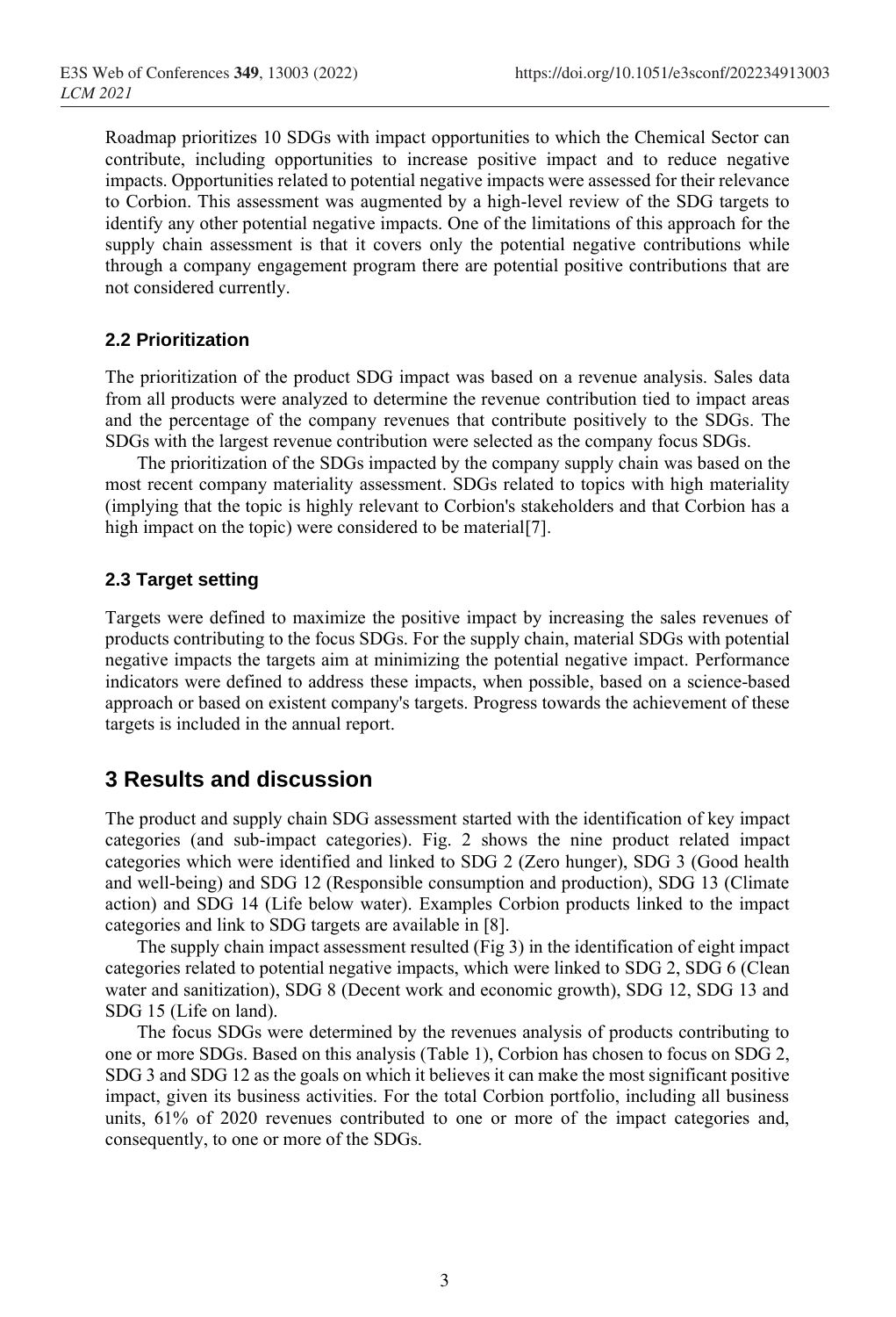Roadmap prioritizes 10 SDGs with impact opportunities to which the Chemical Sector can contribute, including opportunities to increase positive impact and to reduce negative impacts. Opportunities related to potential negative impacts were assessed for their relevance to Corbion. This assessment was augmented by a high-level review of the SDG targets to identify any other potential negative impacts. One of the limitations of this approach for the supply chain assessment is that it covers only the potential negative contributions while through a company engagement program there are potential positive contributions that are not considered currently.

### 2.2 Prioritization

The prioritization of the product SDG impact was based on a revenue analysis. Sales data from all products were analyzed to determine the revenue contribution tied to impact areas and the percentage of the company revenues that contribute positively to the SDGs. The SDGs with the largest revenue contribution were selected as the company focus SDGs.

The prioritization of the SDGs impacted by the company supply chain was based on the most recent company materiality assessment. SDGs related to topics with high materiality (implying that the topic is highly relevant to Corbion's stakeholders and that Corbion has a high impact on the topic) were considered to be material[7].

### 2.3 Target setting

Targets were defined to maximize the positive impact by increasing the sales revenues of products contributing to the focus SDGs. For the supply chain, material SDGs with potential negative impacts the targets aim at minimizing the potential negative impact. Performance indicators were defined to address these impacts, when possible, based on a science-based approach or based on existent company's targets. Progress towards the achievement of these targets is included in the annual report.

## 3 Results and discussion

The product and supply chain SDG assessment started with the identification of key impact categories (and sub-impact categories). Fig. 2 shows the nine product related impact categories which were identified and linked to SDG 2 (Zero hunger), SDG 3 (Good health and well-being) and SDG 12 (Responsible consumption and production), SDG 13 (Climate action) and SDG 14 (Life below water). Examples Corbion products linked to the impact categories and link to SDG targets are available in [8].

The supply chain impact assessment resulted (Fig 3) in the identification of eight impact categories related to potential negative impacts, which were linked to SDG 2, SDG 6 (Clean water and sanitization), SDG 8 (Decent work and economic growth), SDG 12, SDG 13 and SDG 15 (Life on land).

The focus SDGs were determined by the revenues analysis of products contributing to one or more SDGs. Based on this analysis (Table 1), Corbion has chosen to focus on SDG 2, SDG 3 and SDG 12 as the goals on which it believes it can make the most significant positive impact, given its business activities. For the total Corbion portfolio, including all business units, 61% of 2020 revenues contributed to one or more of the impact categories and, consequently, to one or more of the SDGs.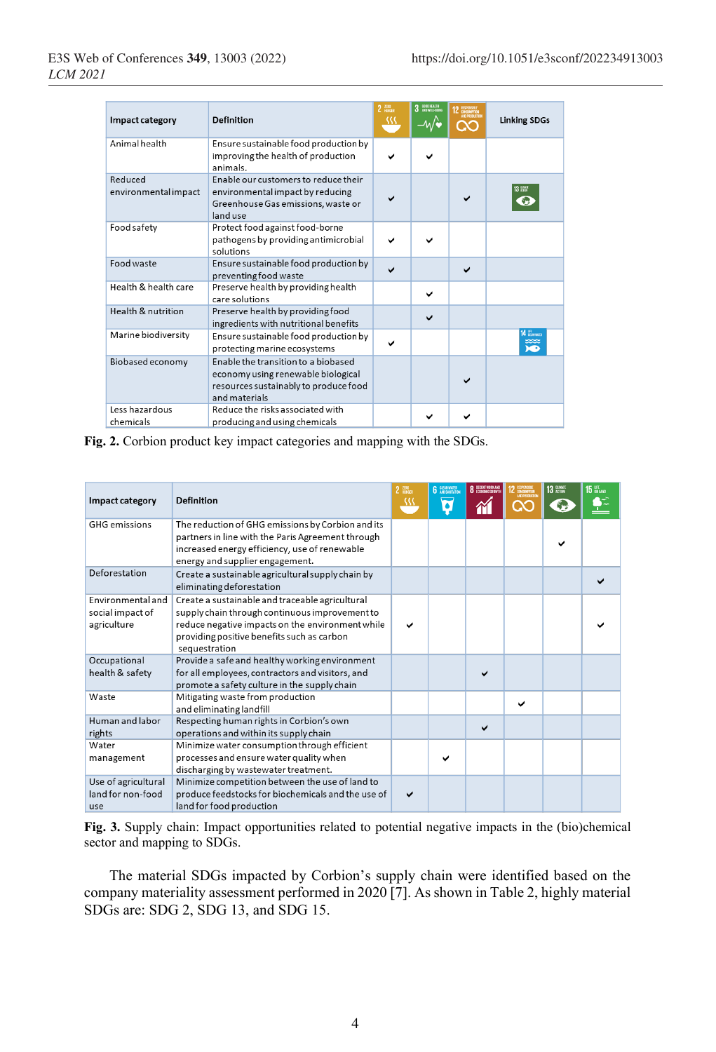| Impact category | Definition | SDG 2 | SDG 3 | SDG 12 | Linking SDGs |
|---|---|---|---|---|---|
| Animal health | Ensure sustainable food production by improving the health of production animals. | ✔ | ✔ | | |
| Reduced environmental impact | Enable our customers to reduce their environmental impact by reducing Greenhouse Gas emissions, waste or land use | ✔ | | ✔ | SDG 13 |
| Food safety | Protect food against food-borne pathogens by providing antimicrobial solutions | ✔ | ✔ | | |
| Food waste | Ensure sustainable food production by preventing food waste | ✔ | | ✔ | |
| Health & health care | Preserve health by providing health care solutions | | ✔ | | |
| Health & nutrition | Preserve health by providing food ingredients with nutritional benefits | | ✔ | | |
| Marine biodiversity | Ensure sustainable food production by protecting marine ecosystems | ✔ | | | SDG 14 |
| Biobased economy | Enable the transition to a biobased economy using renewable biological resources sustainably to produce food and materials | | | ✔ | |
| Less hazardous chemicals | Reduce the risks associated with producing and using chemicals | | ✔ | ✔ | |

**Fig. 2.** Corbion product key impact categories and mapping with the SDGs.

| Impact category | Definition | SDG 2 | SDG 6 | SDG 8 | SDG 12 | SDG 13 | SDG 15 |
|---|---|---|---|---|---|---|---|
| GHG emissions | The reduction of GHG emissions by Corbion and its partners in line with the Paris Agreement through increased energy efficiency, use of renewable energy and supplier engagement. | | | | | ✔ | |
| Deforestation | Create a sustainable agricultural supply chain by eliminating deforestation | | | | | | ✔ |
| Environmental and social impact of agriculture | Create a sustainable and traceable agricultural supply chain through continuous improvement to reduce negative impacts on the environment while providing positive benefits such as carbon sequestration | ✔ | | | | | ✔ |
| Occupational health & safety | Provide a safe and healthy working environment for all employees, contractors and visitors, and promote a safety culture in the supply chain | | | ✔ | | | |
| Waste | Mitigating waste from production and eliminating landfill | | | | ✔ | | |
| Human and labor rights | Respecting human rights in Corbion's own operations and within its supply chain | | | ✔ | | | |
| Water management | Minimize water consumption through efficient processes and ensure water quality when discharging by wastewater treatment. | | ✔ | | | | |
| Use of agricultural land for non-food use | Minimize competition between the use of land to produce feedstocks for biochemicals and the use of land for food production | ✔ | | | | | |

**Fig. 3.** Supply chain: Impact opportunities related to potential negative impacts in the (bio)chemical sector and mapping to SDGs.

The material SDGs impacted by Corbion's supply chain were identified based on the company materiality assessment performed in 2020 [7]. As shown in Table 2, highly material SDGs are: SDG 2, SDG 13, and SDG 15.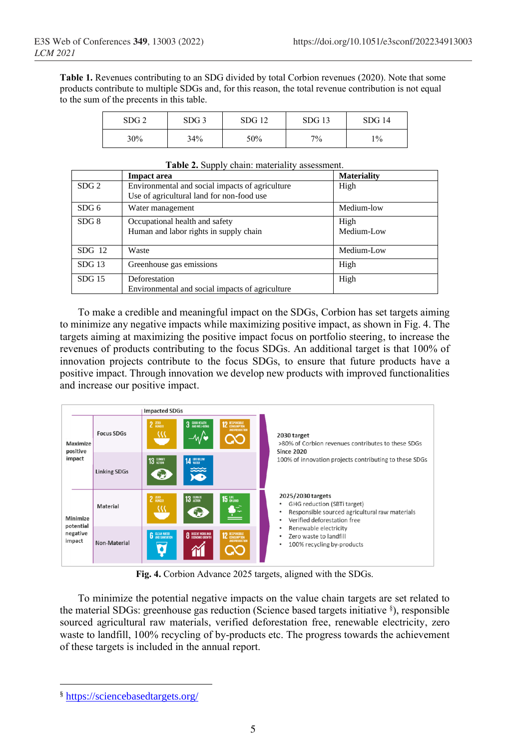**Table 1.** Revenues contributing to an SDG divided by total Corbion revenues (2020). Note that some products contribute to multiple SDGs and, for this reason, the total revenue contribution is not equal to the sum of the precents in this table.

| SDG 2 | SDG 3 | SDG 12 | SDG 13 | SDG 14 |
|---|---|---|---|---|
| 30% | 34% | 50% | 7% | 1% |

**Table 2.** Supply chain: materiality assessment.

| | Impact area | Materiality |
|---|---|---|
| SDG 2 | Environmental and social impacts of agriculture<br>Use of agricultural land for non-food use | High |
| SDG 6 | Water management | Medium-low |
| SDG 8 | Occupational health and safety<br>Human and labor rights in supply chain | High<br>Medium-Low |
| SDG 12 | Waste | Medium-Low |
| SDG 13 | Greenhouse gas emissions | High |
| SDG 15 | Deforestation<br>Environmental and social impacts of agriculture | High |

To make a credible and meaningful impact on the SDGs, Corbion has set targets aiming to minimize any negative impacts while maximizing positive impact, as shown in Fig. 4. The targets aiming at maximizing the positive impact focus on portfolio steering, to increase the revenues of products contributing to the focus SDGs. An additional target is that 100% of innovation projects contribute to the focus SDGs, to ensure that future products have a positive impact. Through innovation we develop new products with improved functionalities and increase our positive impact.

**Fig. 4.** Corbion Advance 2025 targets, aligned with the SDGs.

To minimize the potential negative impacts on the value chain targets are set related to the material SDGs: greenhouse gas reduction (Science based targets initiative [§]), responsible sourced agricultural raw materials, verified deforestation free, renewable electricity, zero waste to landfill, 100% recycling of by-products etc. The progress towards the achievement of these targets is included in the annual report.

---

[§] https://sciencebasedtargets.org/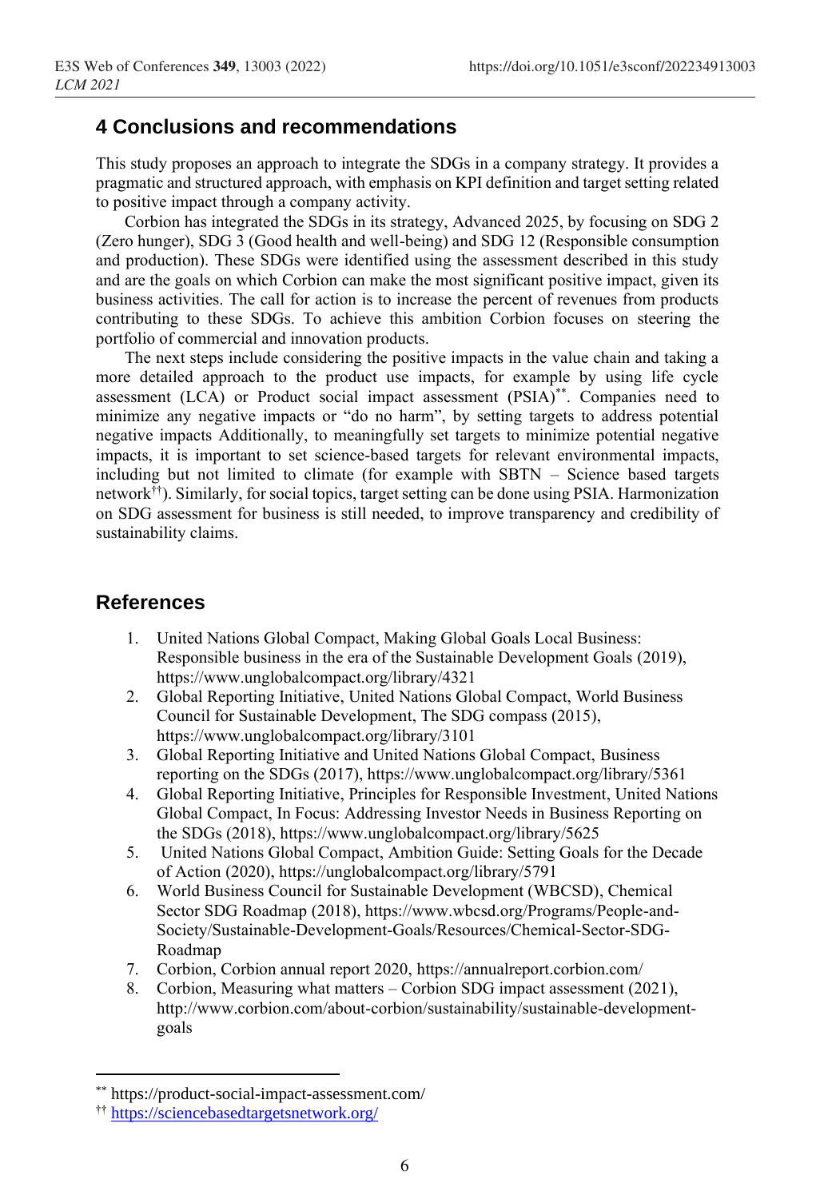## 4 Conclusions and recommendations

This study proposes an approach to integrate the SDGs in a company strategy. It provides a pragmatic and structured approach, with emphasis on KPI definition and target setting related to positive impact through a company activity.

Corbion has integrated the SDGs in its strategy, Advanced 2025, by focusing on SDG 2 (Zero hunger), SDG 3 (Good health and well-being) and SDG 12 (Responsible consumption and production). These SDGs were identified using the assessment described in this study and are the goals on which Corbion can make the most significant positive impact, given its business activities. The call for action is to increase the percent of revenues from products contributing to these SDGs. To achieve this ambition Corbion focuses on steering the portfolio of commercial and innovation products.

The next steps include considering the positive impacts in the value chain and taking a more detailed approach to the product use impacts, for example by using life cycle assessment (LCA) or Product social impact assessment (PSIA)[**]. Companies need to minimize any negative impacts or "do no harm", by setting targets to address potential negative impacts Additionally, to meaningfully set targets to minimize potential negative impacts, it is important to set science-based targets for relevant environmental impacts, including but not limited to climate (for example with SBTN – Science based targets network[††]). Similarly, for social topics, target setting can be done using PSIA. Harmonization on SDG assessment for business is still needed, to improve transparency and credibility of sustainability claims.

## References

1. United Nations Global Compact, Making Global Goals Local Business: Responsible business in the era of the Sustainable Development Goals (2019), https://www.unglobalcompact.org/library/4321
2. Global Reporting Initiative, United Nations Global Compact, World Business Council for Sustainable Development, The SDG compass (2015), https://www.unglobalcompact.org/library/3101
3. Global Reporting Initiative and United Nations Global Compact, Business reporting on the SDGs (2017), https://www.unglobalcompact.org/library/5361
4. Global Reporting Initiative, Principles for Responsible Investment, United Nations Global Compact, In Focus: Addressing Investor Needs in Business Reporting on the SDGs (2018), https://www.unglobalcompact.org/library/5625
5. United Nations Global Compact, Ambition Guide: Setting Goals for the Decade of Action (2020), https://unglobalcompact.org/library/5791
6. World Business Council for Sustainable Development (WBCSD), Chemical Sector SDG Roadmap (2018), https://www.wbcsd.org/Programs/People-and-Society/Sustainable-Development-Goals/Resources/Chemical-Sector-SDG-Roadmap
7. Corbion, Corbion annual report 2020, https://annualreport.corbion.com/
8. Corbion, Measuring what matters – Corbion SDG impact assessment (2021), http://www.corbion.com/about-corbion/sustainability/sustainable-development-goals

[**] https://product-social-impact-assessment.com/

[††] https://sciencebasedtargetsnetwork.org/